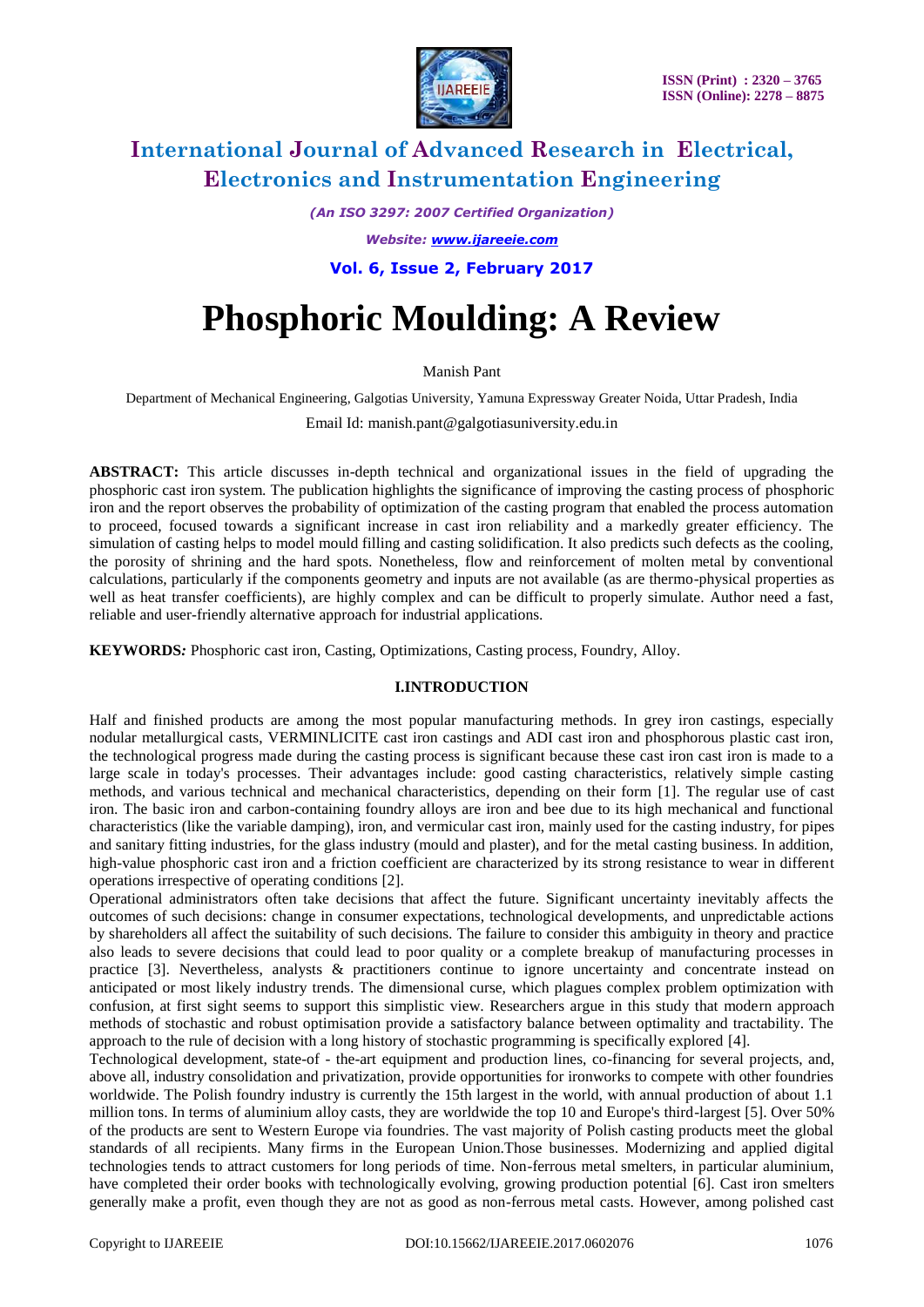# Phosphoric Moulding: A Review

Manish Pant

Department of Mechanical Engineering, Galgotias University, Yamuna Expressway Greater Noida, Uttar Pradesh, India

Email Id: manish.pant@galgotiasuniversity.edu.in

**ABSTRACT:** This article discusses in-depth technical and organizational issues in the field of upgrading the phosphoric cast iron system. The publication highlights the significance of improving the casting process of phosphoric iron and the report observes the probability of optimization of the casting program that enabled the process automation to proceed, focused towards a significant increase in cast iron reliability and a markedly greater efficiency. The simulation of casting helps to model mould filling and casting solidification. It also predicts such defects as the cooling, the porosity of shrining and the hard spots. Nonetheless, flow and reinforcement of molten metal by conventional calculations, particularly if the components geometry and inputs are not available (as are thermo-physical properties as well as heat transfer coefficients), are highly complex and can be difficult to properly simulate. Author need a fast, reliable and user-friendly alternative approach for industrial applications.

**KEYWORDS***:* Phosphoric cast iron, Casting, Optimizations, Casting process, Foundry, Alloy.

## I.INTRODUCTION

Half and finished products are among the most popular manufacturing methods. In grey iron castings, especially nodular metallurgical casts, VERMINLICITE cast iron castings and ADI cast iron and phosphorous plastic cast iron, the technological progress made during the casting process is significant because these cast iron cast iron is made to a large scale in today's processes. Their advantages include: good casting characteristics, relatively simple casting methods, and various technical and mechanical characteristics, depending on their form [1]. The regular use of cast iron. The basic iron and carbon-containing foundry alloys are iron and bee due to its high mechanical and functional characteristics (like the variable damping), iron, and vermicular cast iron, mainly used for the casting industry, for pipes and sanitary fitting industries, for the glass industry (mould and plaster), and for the metal casting business. In addition, high-value phosphoric cast iron and a friction coefficient are characterized by its strong resistance to wear in different operations irrespective of operating conditions [2].

Operational administrators often take decisions that affect the future. Significant uncertainty inevitably affects the outcomes of such decisions: change in consumer expectations, technological developments, and unpredictable actions by shareholders all affect the suitability of such decisions. The failure to consider this ambiguity in theory and practice also leads to severe decisions that could lead to poor quality or a complete breakup of manufacturing processes in practice [3]. Nevertheless, analysts & practitioners continue to ignore uncertainty and concentrate instead on anticipated or most likely industry trends. The dimensional curse, which plagues complex problem optimization with confusion, at first sight seems to support this simplistic view. Researchers argue in this study that modern approach methods of stochastic and robust optimisation provide a satisfactory balance between optimality and tractability. The approach to the rule of decision with a long history of stochastic programming is specifically explored [4].

Technological development, state-of - the-art equipment and production lines, co-financing for several projects, and, above all, industry consolidation and privatization, provide opportunities for ironworks to compete with other foundries worldwide. The Polish foundry industry is currently the 15th largest in the world, with annual production of about 1.1 million tons. In terms of aluminium alloy casts, they are worldwide the top 10 and Europe's third-largest [5]. Over 50% of the products are sent to Western Europe via foundries. The vast majority of Polish casting products meet the global standards of all recipients. Many firms in the European Union.Those businesses. Modernizing and applied digital technologies tends to attract customers for long periods of time. Non-ferrous metal smelters, in particular aluminium, have completed their order books with technologically evolving, growing production potential [6]. Cast iron smelters generally make a profit, even though they are not as good as non-ferrous metal casts. However, among polished cast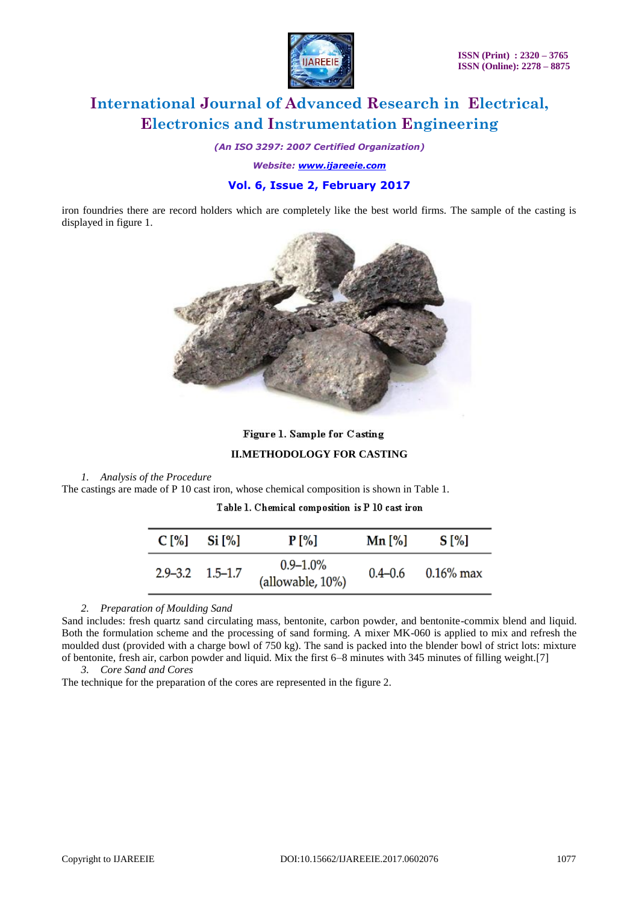iron foundries there are record holders which are completely like the best world firms. The sample of the casting is displayed in figure 1.

Figure 1. Sample for Casting

## II.METHODOLOGY FOR CASTING

*1. Analysis of the Procedure*

The castings are made of P 10 cast iron, whose chemical composition is shown in Table 1.

Table 1. Chemical composition is P 10 cast iron

| C [%] | Si [%] | P [%] | Mn [%] | S [%] |
|---|---|---|---|---|
| 2.9–3.2 | 1.5–1.7 | 0.9–1.0% (allowable, 10%) | 0.4–0.6 | 0.16% max |

*2. Preparation of Moulding Sand*

Sand includes: fresh quartz sand circulating mass, bentonite, carbon powder, and bentonite-commix blend and liquid. Both the formulation scheme and the processing of sand forming. A mixer MK-060 is applied to mix and refresh the moulded dust (provided with a charge bowl of 750 kg). The sand is packed into the blender bowl of strict lots: mixture of bentonite, fresh air, carbon powder and liquid. Mix the first 6–8 minutes with 345 minutes of filling weight.[7]

*3. Core Sand and Cores*

The technique for the preparation of the cores are represented in the figure 2.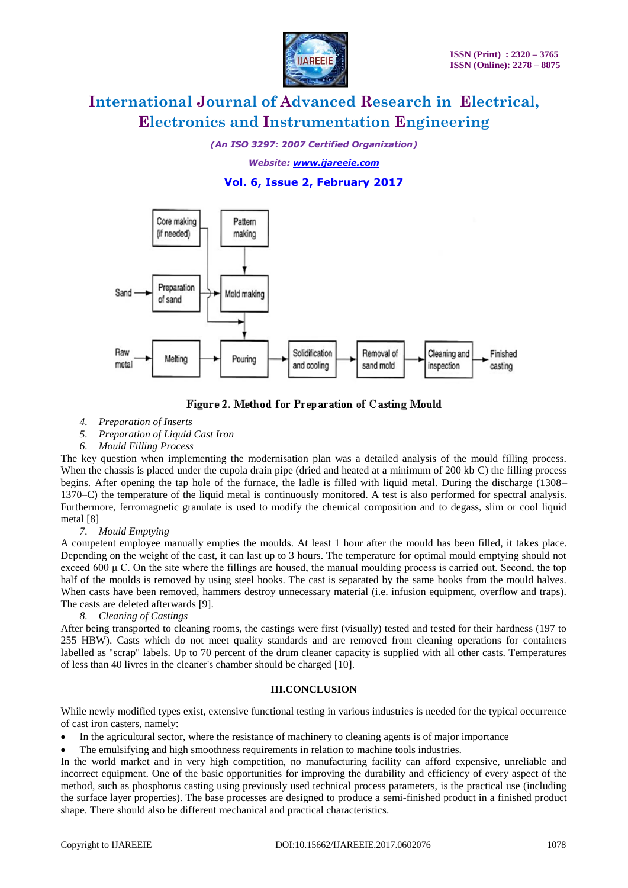Figure 2. Method for Preparation of Casting Mould

4. *Preparation of Inserts*
5. *Preparation of Liquid Cast Iron*
6. *Mould Filling Process*

The key question when implementing the modernisation plan was a detailed analysis of the mould filling process. When the chassis is placed under the cupola drain pipe (dried and heated at a minimum of 200 kb C) the filling process begins. After opening the tap hole of the furnace, the ladle is filled with liquid metal. During the discharge (1308–1370–C) the temperature of the liquid metal is continuously monitored. A test is also performed for spectral analysis. Furthermore, ferromagnetic granulate is used to modify the chemical composition and to degass, slim or cool liquid metal [8]

7. *Mould Emptying*

A competent employee manually empties the moulds. At least 1 hour after the mould has been filled, it takes place. Depending on the weight of the cast, it can last up to 3 hours. The temperature for optimal mould emptying should not exceed 600 µ C. On the site where the fillings are housed, the manual moulding process is carried out. Second, the top half of the moulds is removed by using steel hooks. The cast is separated by the same hooks from the mould halves. When casts have been removed, hammers destroy unnecessary material (i.e. infusion equipment, overflow and traps). The casts are deleted afterwards [9].

8. *Cleaning of Castings*

After being transported to cleaning rooms, the castings were first (visually) tested and tested for their hardness (197 to 255 HBW). Casts which do not meet quality standards and are removed from cleaning operations for containers labelled as "scrap" labels. Up to 70 percent of the drum cleaner capacity is supplied with all other casts. Temperatures of less than 40 livres in the cleaner's chamber should be charged [10].

## III.CONCLUSION

While newly modified types exist, extensive functional testing in various industries is needed for the typical occurrence of cast iron casters, namely:

- In the agricultural sector, where the resistance of machinery to cleaning agents is of major importance
- The emulsifying and high smoothness requirements in relation to machine tools industries.

In the world market and in very high competition, no manufacturing facility can afford expensive, unreliable and incorrect equipment. One of the basic opportunities for improving the durability and efficiency of every aspect of the method, such as phosphorus casting using previously used technical process parameters, is the practical use (including the surface layer properties). The base processes are designed to produce a semi-finished product in a finished product shape. There should also be different mechanical and practical characteristics.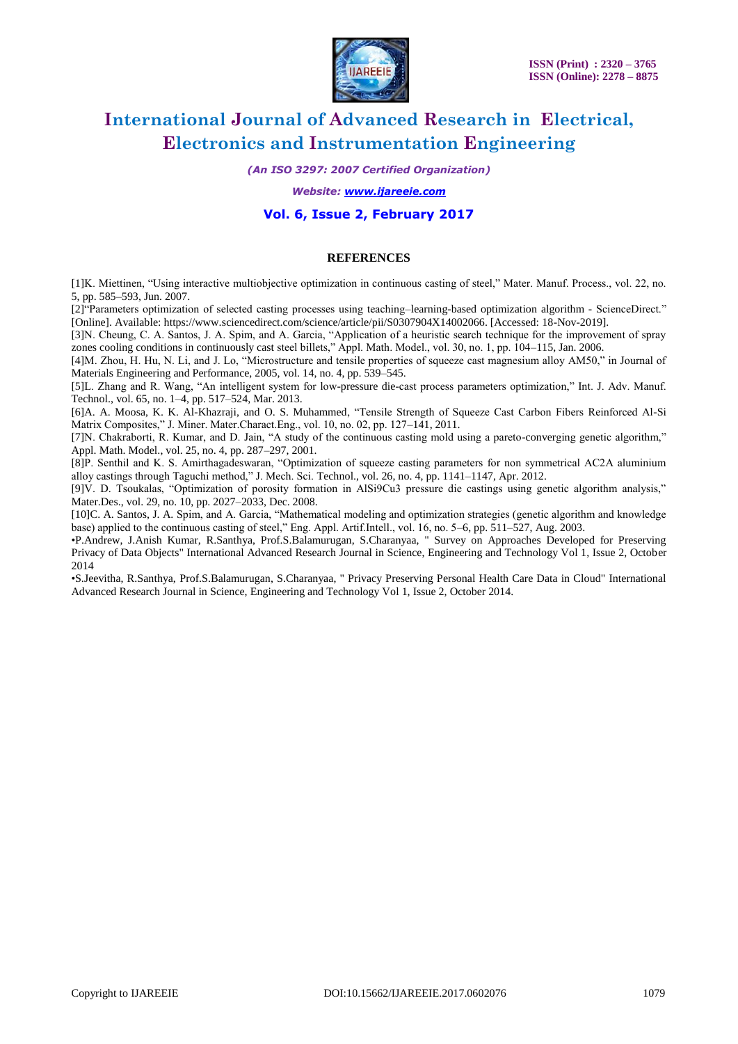## REFERENCES

[1]K. Miettinen, "Using interactive multiobjective optimization in continuous casting of steel," Mater. Manuf. Process., vol. 22, no. 5, pp. 585–593, Jun. 2007.

[2]"Parameters optimization of selected casting processes using teaching–learning-based optimization algorithm - ScienceDirect." [Online]. Available: https://www.sciencedirect.com/science/article/pii/S0307904X14002066. [Accessed: 18-Nov-2019].

[3]N. Cheung, C. A. Santos, J. A. Spim, and A. Garcia, "Application of a heuristic search technique for the improvement of spray zones cooling conditions in continuously cast steel billets," Appl. Math. Model., vol. 30, no. 1, pp. 104–115, Jan. 2006.

[4]M. Zhou, H. Hu, N. Li, and J. Lo, "Microstructure and tensile properties of squeeze cast magnesium alloy AM50," in Journal of Materials Engineering and Performance, 2005, vol. 14, no. 4, pp. 539–545.

[5]L. Zhang and R. Wang, "An intelligent system for low-pressure die-cast process parameters optimization," Int. J. Adv. Manuf. Technol., vol. 65, no. 1–4, pp. 517–524, Mar. 2013.

[6]A. A. Moosa, K. K. Al-Khazraji, and O. S. Muhammed, "Tensile Strength of Squeeze Cast Carbon Fibers Reinforced Al-Si Matrix Composites," J. Miner. Mater.Charact.Eng., vol. 10, no. 02, pp. 127–141, 2011.

[7]N. Chakraborti, R. Kumar, and D. Jain, "A study of the continuous casting mold using a pareto-converging genetic algorithm," Appl. Math. Model., vol. 25, no. 4, pp. 287–297, 2001.

[8]P. Senthil and K. S. Amirthagadeswaran, "Optimization of squeeze casting parameters for non symmetrical AC2A aluminium alloy castings through Taguchi method," J. Mech. Sci. Technol., vol. 26, no. 4, pp. 1141–1147, Apr. 2012.

[9]V. D. Tsoukalas, "Optimization of porosity formation in AlSi9Cu3 pressure die castings using genetic algorithm analysis," Mater.Des., vol. 29, no. 10, pp. 2027–2033, Dec. 2008.

[10]C. A. Santos, J. A. Spim, and A. Garcia, "Mathematical modeling and optimization strategies (genetic algorithm and knowledge base) applied to the continuous casting of steel," Eng. Appl. Artif.Intell., vol. 16, no. 5–6, pp. 511–527, Aug. 2003.

•P.Andrew, J.Anish Kumar, R.Santhya, Prof.S.Balamurugan, S.Charanyaa, " Survey on Approaches Developed for Preserving Privacy of Data Objects" International Advanced Research Journal in Science, Engineering and Technology Vol 1, Issue 2, October 2014

•S.Jeevitha, R.Santhya, Prof.S.Balamurugan, S.Charanyaa, " Privacy Preserving Personal Health Care Data in Cloud" International Advanced Research Journal in Science, Engineering and Technology Vol 1, Issue 2, October 2014.